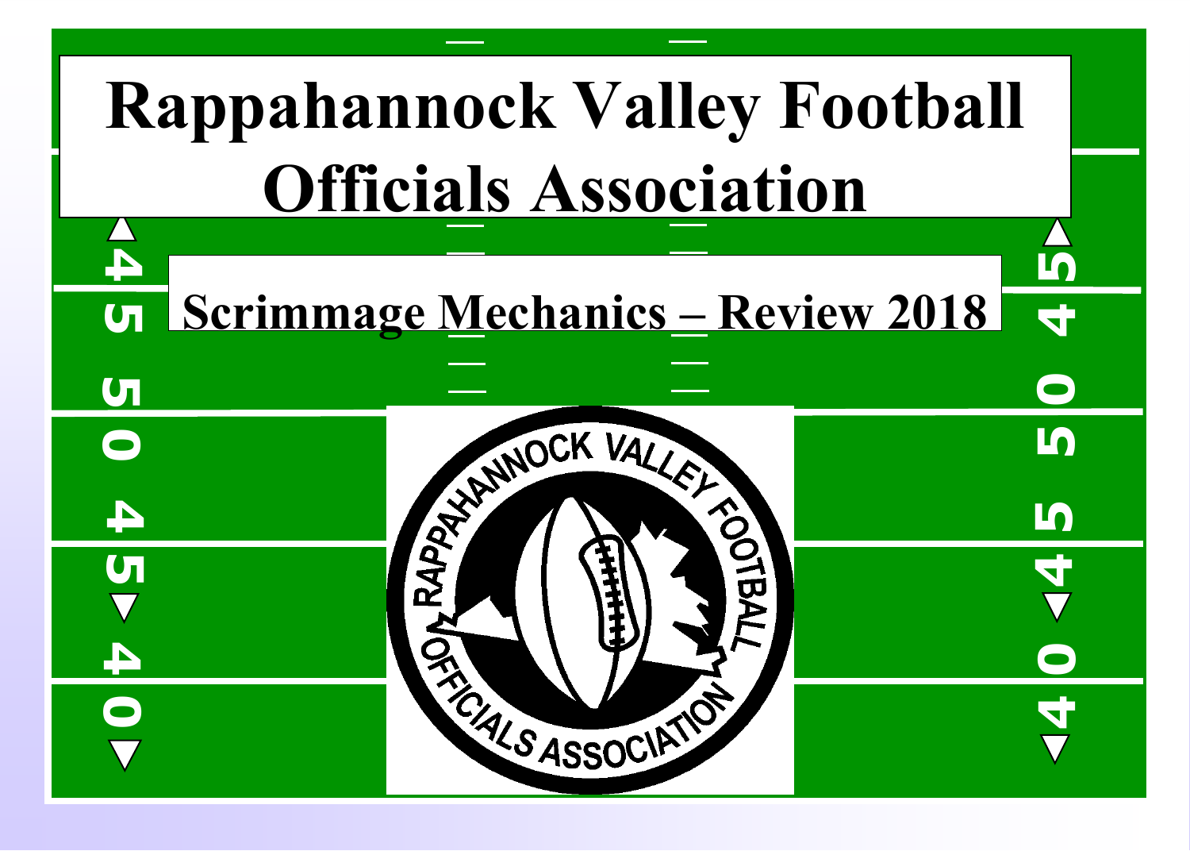# Rappahannock Valley Football Officials Association

## Scrimmage Mechanics – Review 2018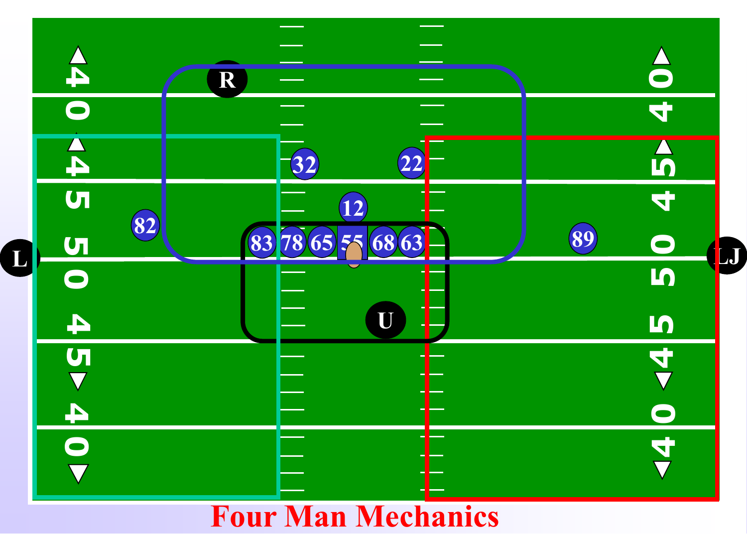# Four Man Mechanics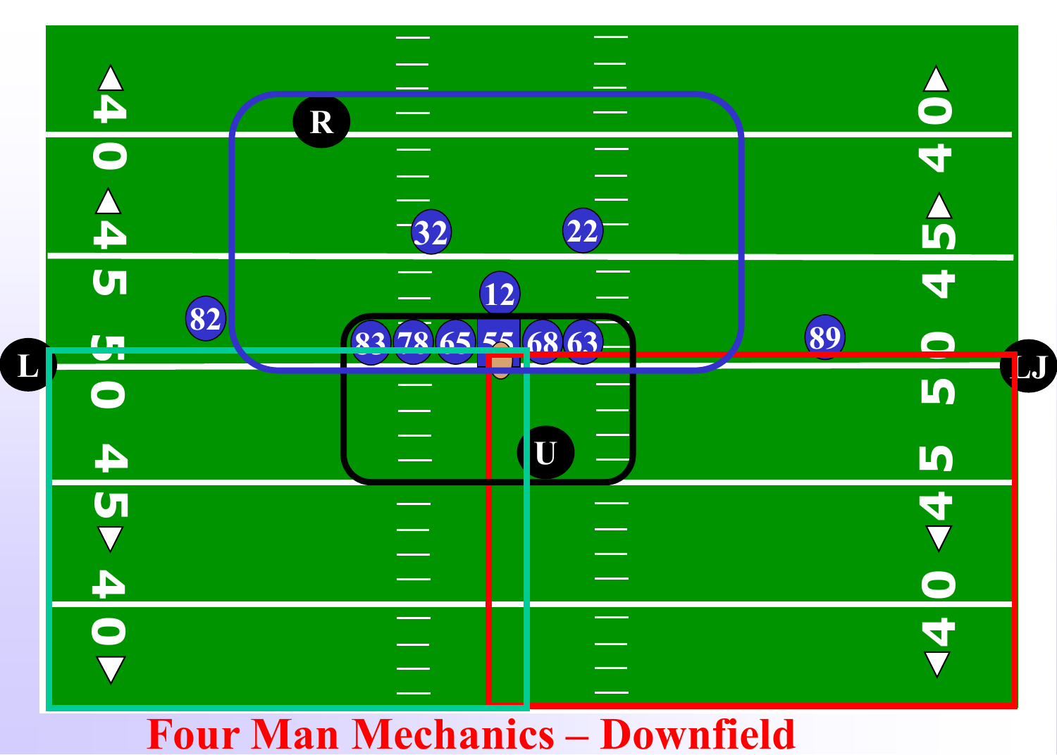# Four Man Mechanics – Downfield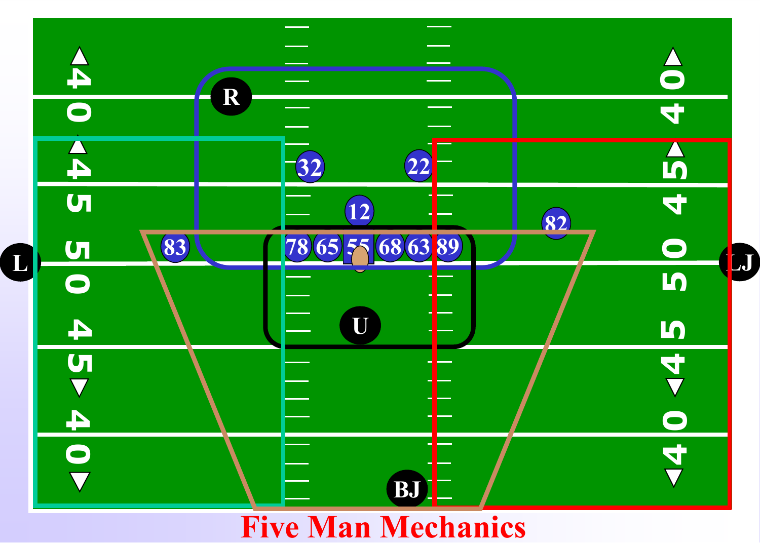Five Man Mechanics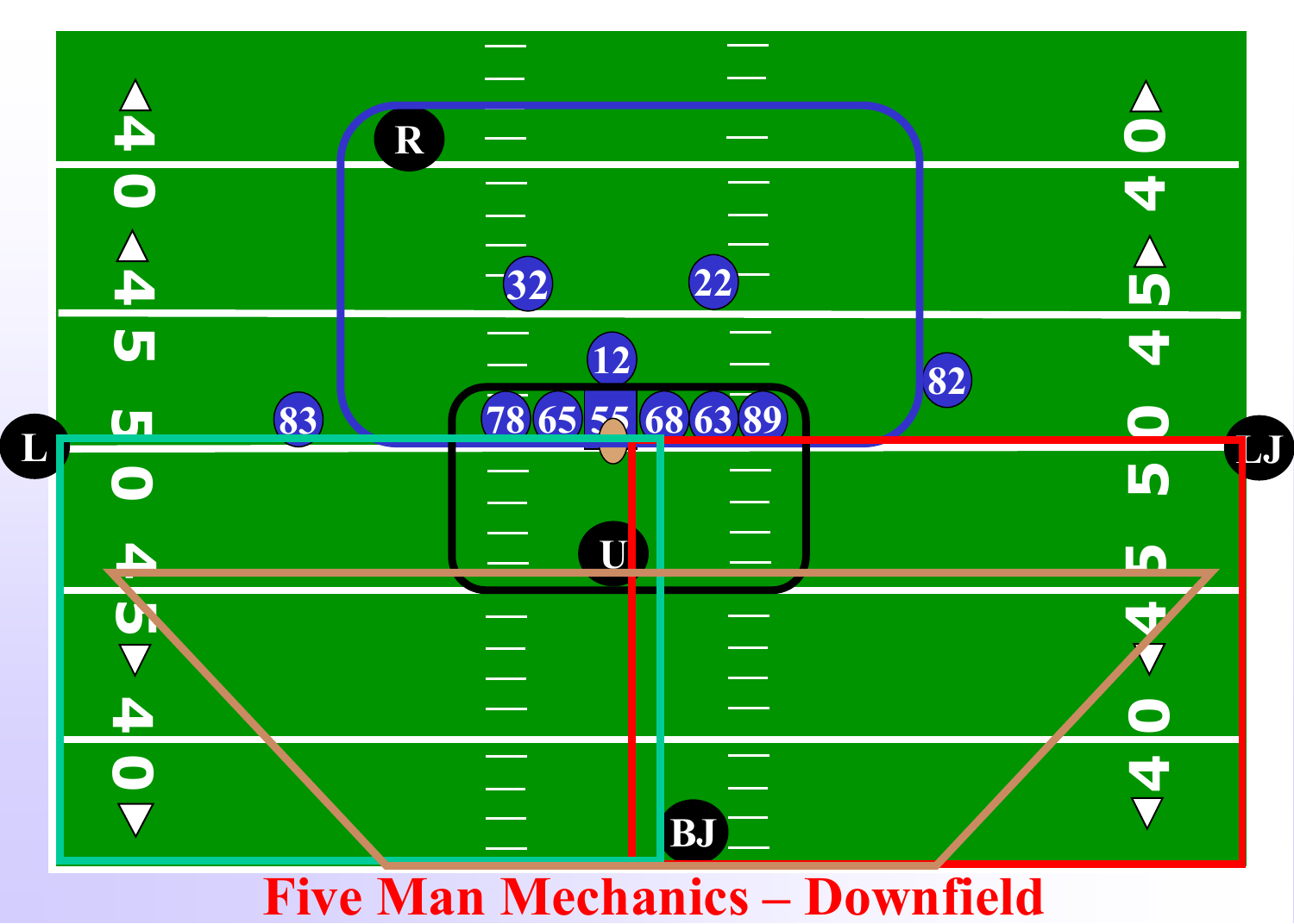# Five Man Mechanics – Downfield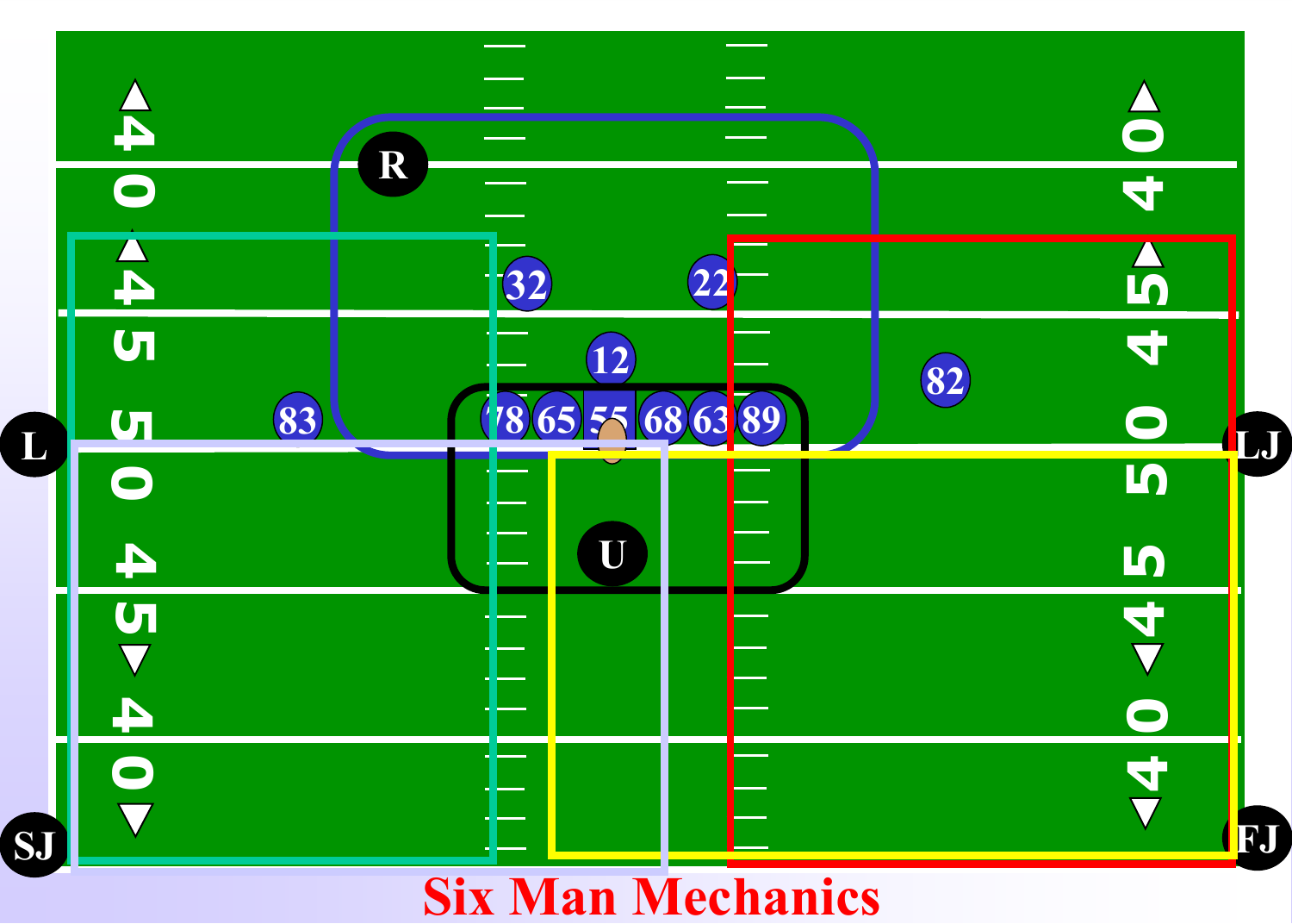# Six Man Mechanics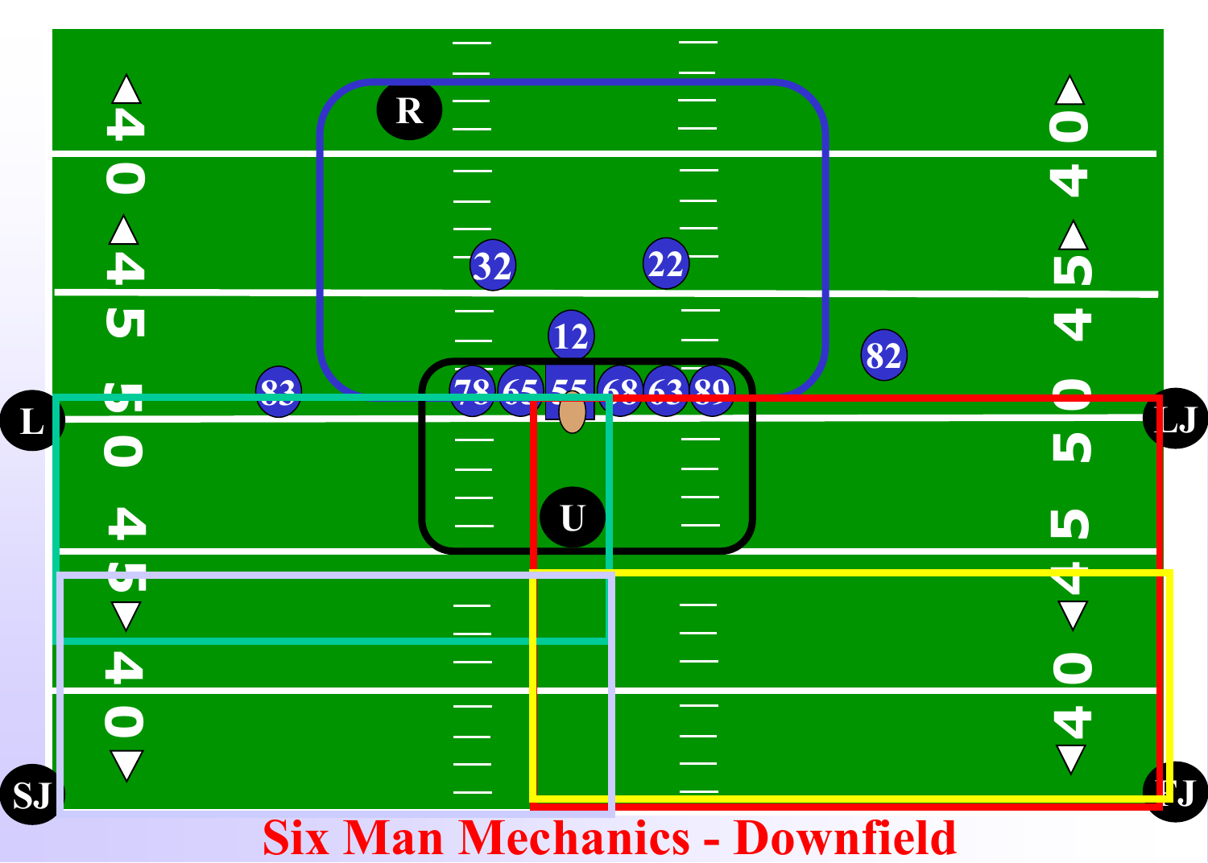# Six Man Mechanics - Downfield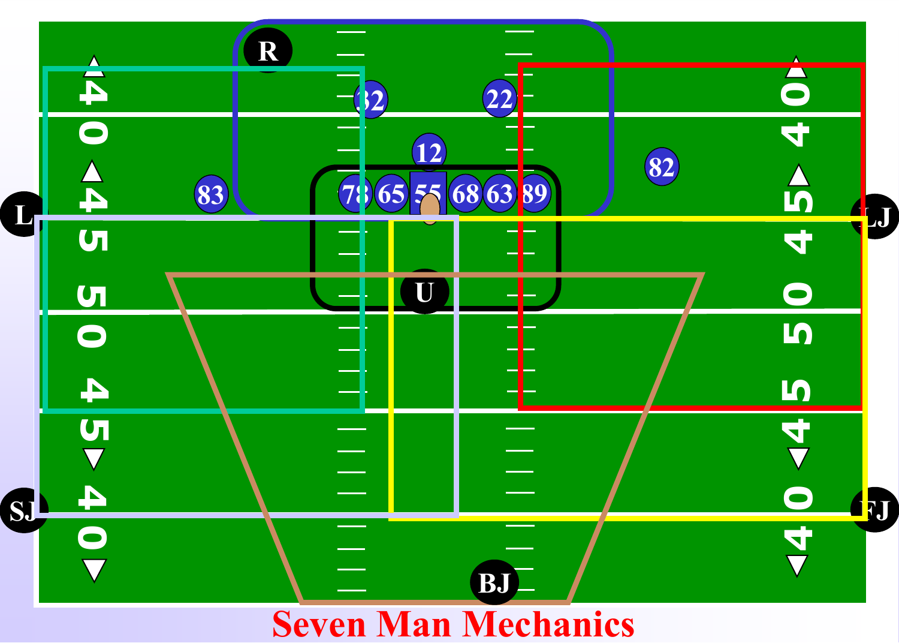Seven Man Mechanics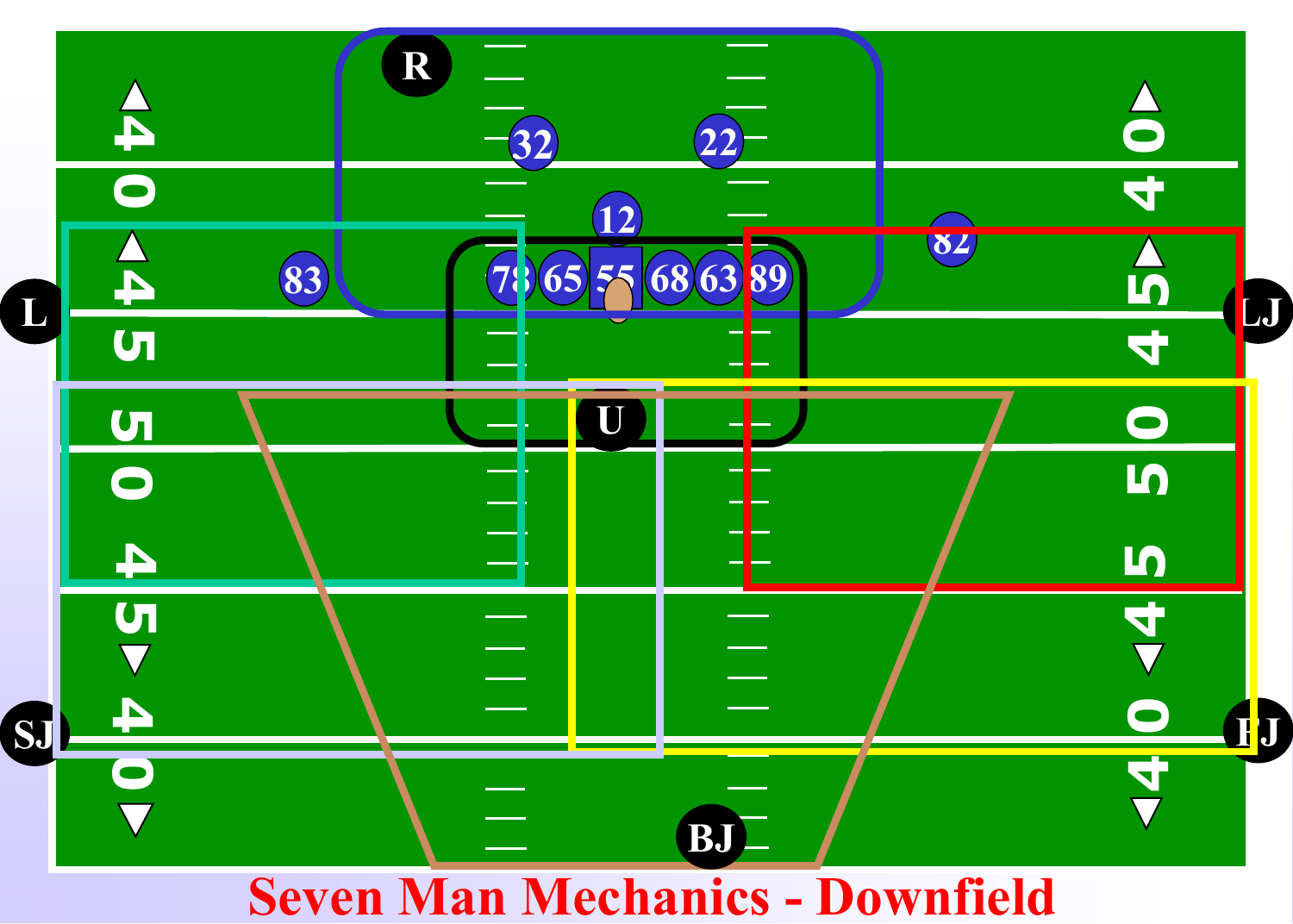# Seven Man Mechanics - Downfield

R

32

22

12

83

78

65

55

68

63

89

82

L

LJ

U

SJ

FJ

BJ

40

45

50

45

40

40

45

50

45

40